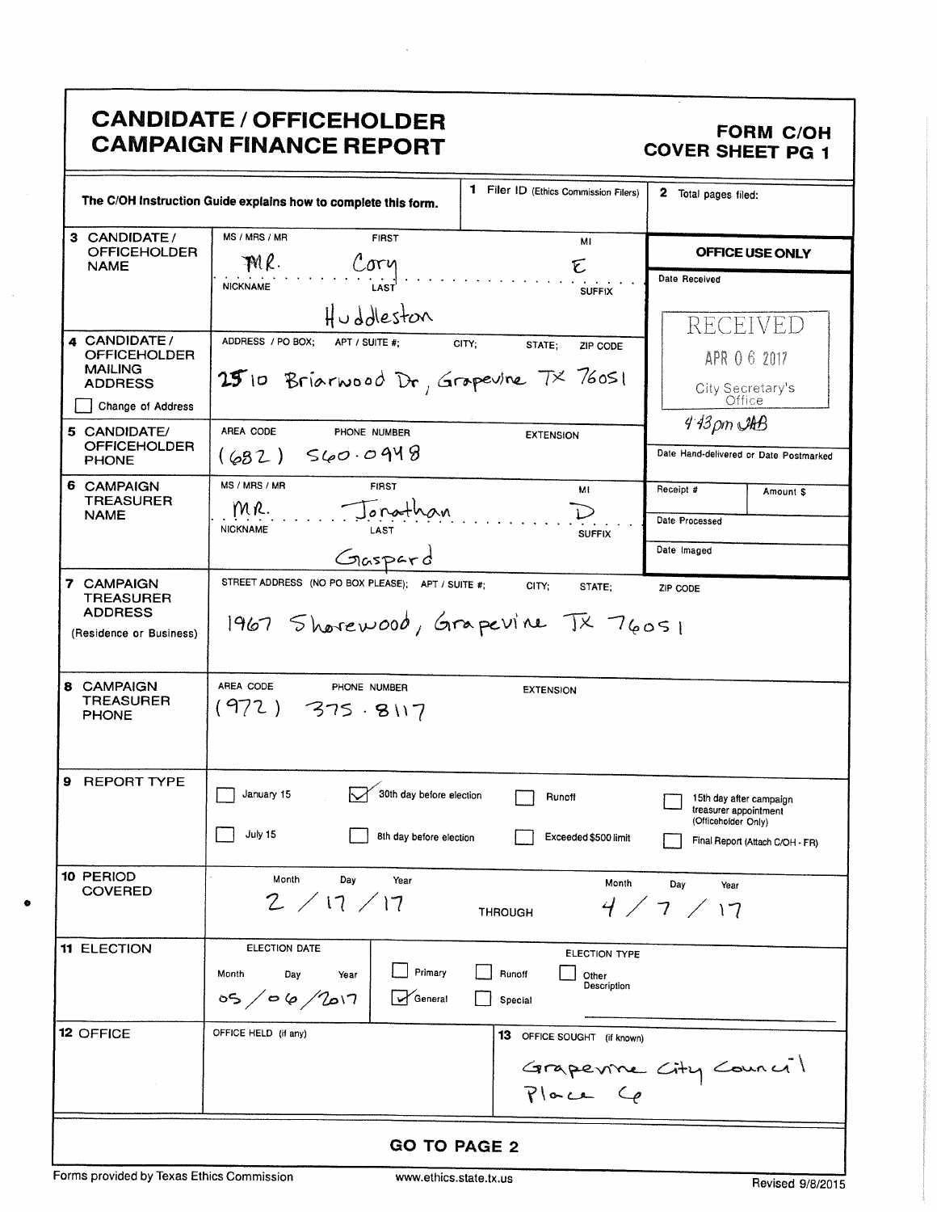# CANDIDATE / OFFICEHOLDER CAMPAIGN FINANCE REPORT

**FORM C/OH COVER SHEET PG 1**

The C/OH Instruction Guide explains how to complete this form.

**1** Filer ID (Ethics Commission Filers):

**2** Total pages filed:

**OFFICE USE ONLY**

Date Received: RECEIVED APR 06 2017 City Secretary's Office 4:43pm JAB

Date Hand-delivered or Date Postmarked

Receipt # | Amount $

Date Processed

Date Imaged

**3 CANDIDATE / OFFICEHOLDER NAME**

| MS / MRS / MR | FIRST | MI |
|---|---|---|
| MR. | Cory | E |

| NICKNAME | LAST | SUFFIX |
|---|---|---|
| | Huddleston | |

**4 CANDIDATE / OFFICEHOLDER MAILING ADDRESS**

ADDRESS / PO BOX; APT / SUITE #; CITY; STATE; ZIP CODE

2510 Briarwood Dr, Grapevine TX 76051

☐ Change of Address

**5 CANDIDATE/ OFFICEHOLDER PHONE**

| AREA CODE | PHONE NUMBER | EXTENSION |
|---|---|---|
| (682) | 560-0948 | |

**6 CAMPAIGN TREASURER NAME**

| MS / MRS / MR | FIRST | MI |
|---|---|---|
| MR. | Jonathan | D |

| NICKNAME | LAST | SUFFIX |
|---|---|---|
| | Gaspard | |

**7 CAMPAIGN TREASURER ADDRESS** (Residence or Business)

STREET ADDRESS (NO PO BOX PLEASE); APT / SUITE #; CITY; STATE; ZIP CODE

1967 Shorewood, Grapevine TX 76051

**8 CAMPAIGN TREASURER PHONE**

| AREA CODE | PHONE NUMBER | EXTENSION |
|---|---|---|
| (972) | 375-8117 | |

**9 REPORT TYPE**

- ☐ January 15
- ☑ 30th day before election
- ☐ Runoff
- ☐ 15th day after campaign treasurer appointment (Officeholder Only)
- ☐ July 15
- ☐ 8th day before election
- ☐ Exceeded $500 limit
- ☐ Final Report (Attach C/OH - FR)

**10 PERIOD COVERED**

Month / Day / Year: 2 / 17 / 17 THROUGH Month / Day / Year: 4 / 7 / 17

**11 ELECTION**

ELECTION DATE (Month / Day / Year): 05 / 06 / 2017

ELECTION TYPE:

- ☐ Primary
- ☐ Runoff
- ☐ Other Description
- ☑ General
- ☐ Special

**12 OFFICE**

OFFICE HELD (if any):

**13** OFFICE SOUGHT (if known): Grapevine City Council Place 6

**GO TO PAGE 2**

Forms provided by Texas Ethics Commission | www.ethics.state.tx.us | Revised 9/8/2015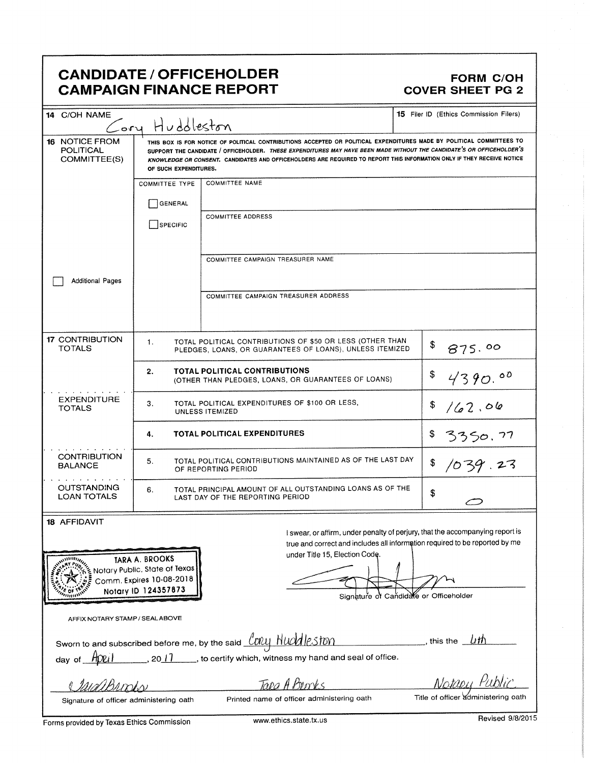# CANDIDATE / OFFICEHOLDER CAMPAIGN FINANCE REPORT

## FORM C/OH COVER SHEET PG 2

**14** C/OH NAME
Cory Huddleston

**15** Filer ID (Ethics Commission Filers)

**16** NOTICE FROM POLITICAL COMMITTEE(S)

THIS BOX IS FOR NOTICE OF POLITICAL CONTRIBUTIONS ACCEPTED OR POLITICAL EXPENDITURES MADE BY POLITICAL COMMITTEES TO SUPPORT THE CANDIDATE / OFFICEHOLDER. *THESE EXPENDITURES MAY HAVE BEEN MADE WITHOUT THE CANDIDATE'S OR OFFICEHOLDER'S KNOWLEDGE OR CONSENT.* CANDIDATES AND OFFICEHOLDERS ARE REQUIRED TO REPORT THIS INFORMATION ONLY IF THEY RECEIVE NOTICE OF SUCH EXPENDITURES.

| COMMITTEE TYPE | |
|---|---|
| ☐ GENERAL | COMMITTEE NAME |
| ☐ SPECIFIC | COMMITTEE ADDRESS |
| | COMMITTEE CAMPAIGN TREASURER NAME |
| | COMMITTEE CAMPAIGN TREASURER ADDRESS |

☐ Additional Pages

| | | | |
|---|---|---|---|
| **17** CONTRIBUTION TOTALS | 1. | TOTAL POLITICAL CONTRIBUTIONS OF $50 OR LESS (OTHER THAN PLEDGES, LOANS, OR GUARANTEES OF LOANS), UNLESS ITEMIZED | $ 875.00 |
| | 2. | **TOTAL POLITICAL CONTRIBUTIONS** (OTHER THAN PLEDGES, LOANS, OR GUARANTEES OF LOANS) | $ 4390.00 |
| EXPENDITURE TOTALS | 3. | TOTAL POLITICAL EXPENDITURES OF $100 OR LESS, UNLESS ITEMIZED | $ 162.06 |
| | 4. | **TOTAL POLITICAL EXPENDITURES** | $ 3350.77 |
| CONTRIBUTION BALANCE | 5. | TOTAL POLITICAL CONTRIBUTIONS MAINTAINED AS OF THE LAST DAY OF REPORTING PERIOD | $ 1039.23 |
| OUTSTANDING LOAN TOTALS | 6. | TOTAL PRINCIPAL AMOUNT OF ALL OUTSTANDING LOANS AS OF THE LAST DAY OF THE REPORTING PERIOD | $ 0 |

**18** AFFIDAVIT

TARA A. BROOKS
Notary Public, State of Texas
Comm. Expires 10-08-2018
Notary ID 124357873

AFFIX NOTARY STAMP / SEAL ABOVE

I swear, or affirm, under penalty of perjury, that the accompanying report is true and correct and includes all information required to be reported by me under Title 15, Election Code.

[Signature]
Signature of Candidate or Officeholder

Sworn to and subscribed before me, by the said Cory Huddleston, this the 6th day of April, 2017, to certify which, witness my hand and seal of office.

| [Signature] | Tara A Brooks | Notary Public |
|---|---|---|
| Signature of officer administering oath | Printed name of officer administering oath | Title of officer administering oath |

Forms provided by Texas Ethics Commission www.ethics.state.tx.us Revised 9/8/2015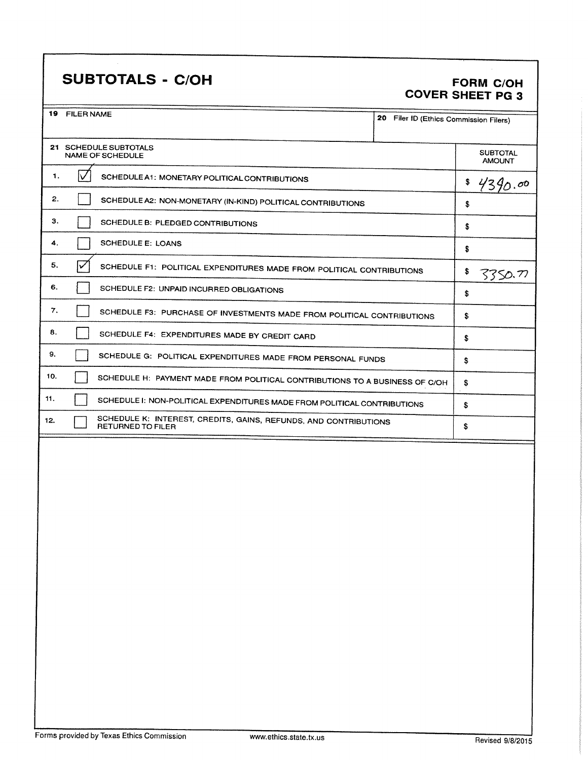# SUBTOTALS - C/OH

**FORM C/OH**
**COVER SHEET PG 3**

| 19 FILER NAME | 20 Filer ID (Ethics Commission Filers) |
|---|---|
| | |

| 21 SCHEDULE SUBTOTALS NAME OF SCHEDULE | | SUBTOTAL AMOUNT |
|---|---|---|
| 1. | ☑ SCHEDULE A1: MONETARY POLITICAL CONTRIBUTIONS | $ 4390.00 |
| 2. | ☐ SCHEDULE A2: NON-MONETARY (IN-KIND) POLITICAL CONTRIBUTIONS | $ |
| 3. | ☐ SCHEDULE B: PLEDGED CONTRIBUTIONS | $ |
| 4. | ☐ SCHEDULE E: LOANS | $ |
| 5. | ☑ SCHEDULE F1: POLITICAL EXPENDITURES MADE FROM POLITICAL CONTRIBUTIONS | $ 3350.77 |
| 6. | ☐ SCHEDULE F2: UNPAID INCURRED OBLIGATIONS | $ |
| 7. | ☐ SCHEDULE F3: PURCHASE OF INVESTMENTS MADE FROM POLITICAL CONTRIBUTIONS | $ |
| 8. | ☐ SCHEDULE F4: EXPENDITURES MADE BY CREDIT CARD | $ |
| 9. | ☐ SCHEDULE G: POLITICAL EXPENDITURES MADE FROM PERSONAL FUNDS | $ |
| 10. | ☐ SCHEDULE H: PAYMENT MADE FROM POLITICAL CONTRIBUTIONS TO A BUSINESS OF C/OH | $ |
| 11. | ☐ SCHEDULE I: NON-POLITICAL EXPENDITURES MADE FROM POLITICAL CONTRIBUTIONS | $ |
| 12. | ☐ SCHEDULE K: INTEREST, CREDITS, GAINS, REFUNDS, AND CONTRIBUTIONS RETURNED TO FILER | $ |

Forms provided by Texas Ethics Commission www.ethics.state.tx.us Revised 9/8/2015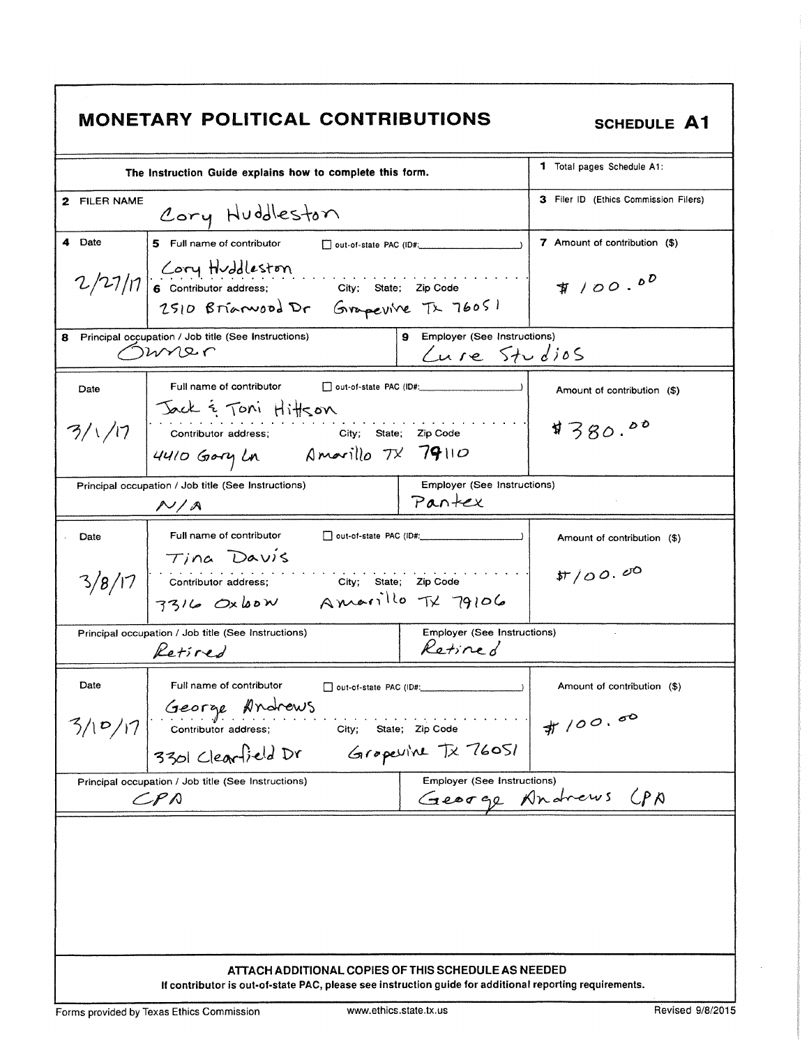# MONETARY POLITICAL CONTRIBUTIONS

**SCHEDULE A1**

| The Instruction Guide explains how to complete this form. | 1 Total pages Schedule A1: |
|---|---|
| **2** FILER NAME: Cory Huddleston | **3** Filer ID (Ethics Commission Filers) |

| 4 Date | 5 Full name of contributor / 6 Contributor address; City; State; Zip Code | 7 Amount of contribution ($) |
|---|---|---|
| 2/27/17 | Cory Huddleston<br>2510 Briarwood Dr Grapevine Tx 76051 | $100.00 |
| **8** Principal occupation / Job title (See Instructions): Owner | **9** Employer (See Instructions): Lure Studios | |
| 3/1/17 | Jack & Toni Hittson<br>4410 Gary Ln Amarillo TX 79110 | $380.00 |
| Principal occupation / Job title (See Instructions): N/A | Employer (See Instructions): Pantex | |
| 3/8/17 | Tina Davis<br>7316 Oxbow Amarillo TX 79106 | $100.00 |
| Principal occupation / Job title (See Instructions): Retired | Employer (See Instructions): Retired | |
| 3/10/17 | George Andrews<br>3301 Clearfield Dr Grapevine Tx 76051 | $100.00 |
| Principal occupation / Job title (See Instructions): CPA | Employer (See Instructions): George Andrews CPA | |

☐ out-of-state PAC (ID#: )

**ATTACH ADDITIONAL COPIES OF THIS SCHEDULE AS NEEDED**

**If contributor is out-of-state PAC, please see instruction guide for additional reporting requirements.**

Forms provided by Texas Ethics Commission www.ethics.state.tx.us Revised 9/8/2015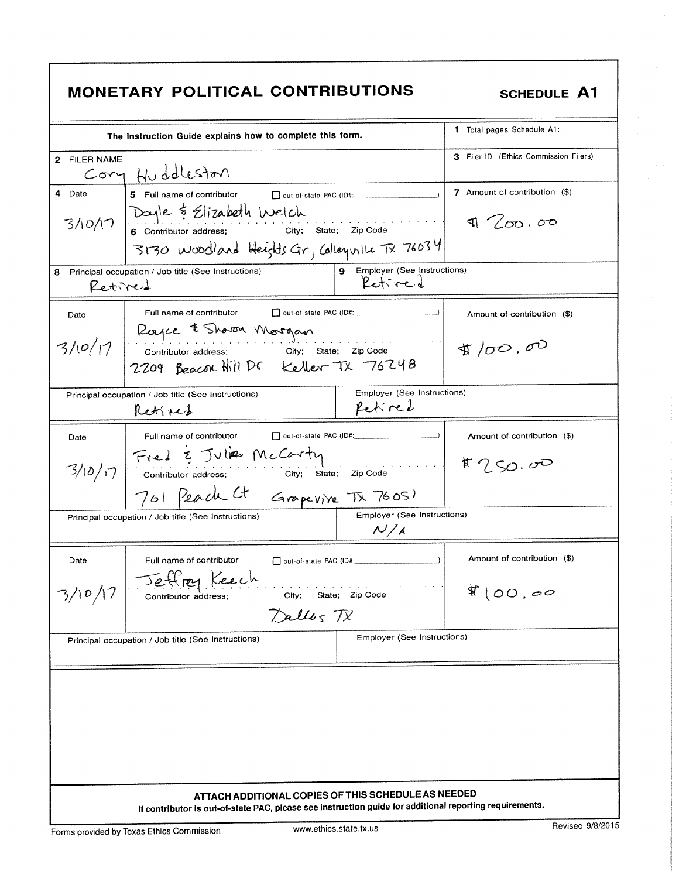# MONETARY POLITICAL CONTRIBUTIONS

**SCHEDULE A1**

| The Instruction Guide explains how to complete this form. | 1 Total pages Schedule A1: |
|---|---|
| 2 FILER NAME<br>Cory Huddleston | 3 Filer ID (Ethics Commission Filers) |

| 4 Date | 5 Full name of contributor ☐ out-of-state PAC (ID#: ) / 6 Contributor address; City; State; Zip Code | 7 Amount of contribution ($) |
|---|---|---|
| 3/10/17 | Doyle & Elizabeth Welch<br>3130 Woodland Heights Cir, Colleyville TX 76034 | $200.00 |
| 8 Principal occupation / Job title (See Instructions): Retired | 9 Employer (See Instructions): Retired | |
| 3/10/17 | Royce & Sharon Morgan<br>2209 Beacon Hill Dr Keller TX 76248 | $100.00 |
| Principal occupation / Job title (See Instructions): Retired | Employer (See Instructions): Retired | |
| 3/10/17 | Fred & Julie McCarty<br>701 Peach Ct Grapevine TX 76051 | $250.00 |
| Principal occupation / Job title (See Instructions): | Employer (See Instructions): N/A | |
| 3/10/17 | Jeffrey Keech<br>Dallas TX | $100.00 |
| Principal occupation / Job title (See Instructions): | Employer (See Instructions): | |

**ATTACH ADDITIONAL COPIES OF THIS SCHEDULE AS NEEDED**

**If contributor is out-of-state PAC, please see instruction guide for additional reporting requirements.**

Forms provided by Texas Ethics Commission www.ethics.state.tx.us Revised 9/8/2015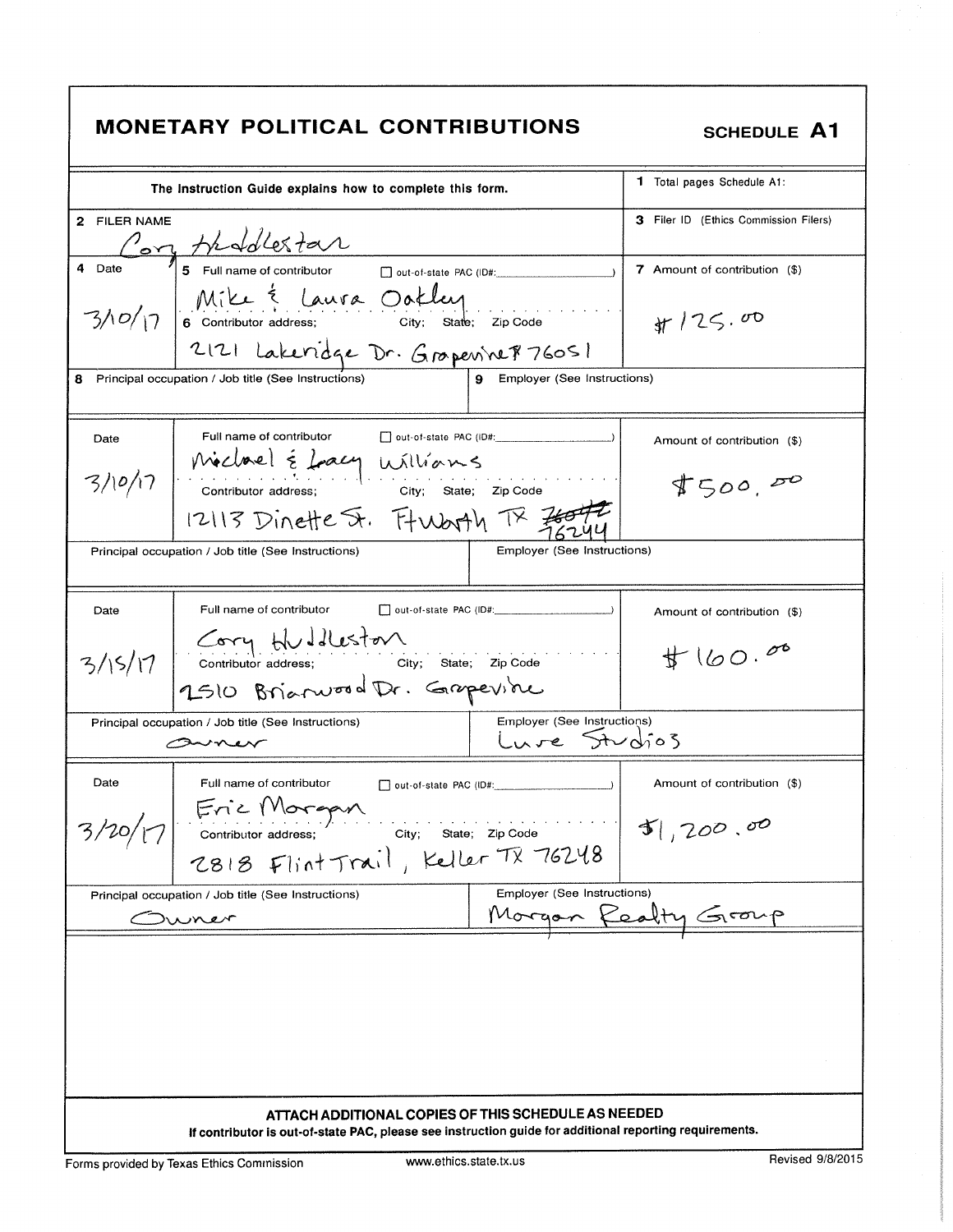# MONETARY POLITICAL CONTRIBUTIONS

**SCHEDULE A1**

| The Instruction Guide explains how to complete this form. | | 1 Total pages Schedule A1: |
|---|---|---|
| **2 FILER NAME** Cory Huddleston | | **3 Filer ID** (Ethics Commission Filers) |
| **4 Date** 3/10/17 | **5 Full name of contributor** ☐ out-of-state PAC (ID#: ) Mike & Laura Oakley **6 Contributor address; City; State; Zip Code** 2121 Lakeridge Dr. Grapevine TX 76051 | **7 Amount of contribution ($)** $125.00 |
| **8 Principal occupation / Job title (See Instructions)** | **9 Employer (See Instructions)** | |
| **Date** 3/10/17 | **Full name of contributor** ☐ out-of-state PAC (ID#: ) Michael & Tracy Williams **Contributor address; City; State; Zip Code** 12113 Dinette St. Ft Worth TX ~~76012~~ 76244 | **Amount of contribution ($)** $500.00 |
| **Principal occupation / Job title (See Instructions)** | **Employer (See Instructions)** | |
| **Date** 3/15/17 | **Full name of contributor** ☐ out-of-state PAC (ID#: ) Cory Huddleston **Contributor address; City; State; Zip Code** 2510 Briarwood Dr. Grapevine | **Amount of contribution ($)** $160.00 |
| **Principal occupation / Job title (See Instructions)** Owner | **Employer (See Instructions)** Luxe Studios | |
| **Date** 3/20/17 | **Full name of contributor** ☐ out-of-state PAC (ID#: ) Eric Morgan **Contributor address; City; State; Zip Code** 2818 Flint Trail, Keller TX 76248 | **Amount of contribution ($)** $1,200.00 |
| **Principal occupation / Job title (See Instructions)** Owner | **Employer (See Instructions)** Morgan Realty Group | |

**ATTACH ADDITIONAL COPIES OF THIS SCHEDULE AS NEEDED**

**If contributor is out-of-state PAC, please see instruction guide for additional reporting requirements.**

Forms provided by Texas Ethics Commission www.ethics.state.tx.us Revised 9/8/2015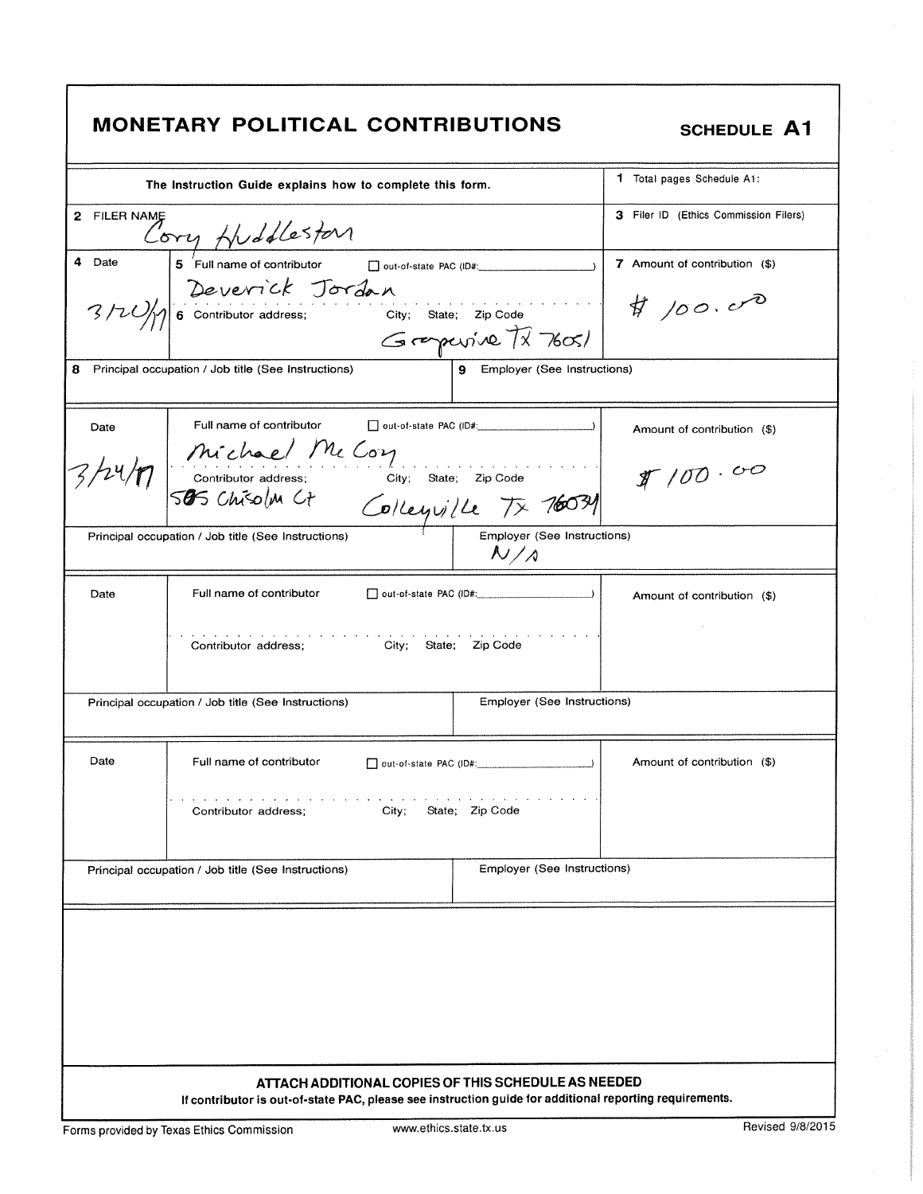# MONETARY POLITICAL CONTRIBUTIONS

**SCHEDULE A1**

| The Instruction Guide explains how to complete this form. | 1 Total pages Schedule A1: |
|---|---|
| 2 FILER NAME: Cory Huddleston | 3 Filer ID (Ethics Commission Filers) |

| 4 Date | 5 Full name of contributor ☐ out-of-state PAC (ID#:) / 6 Contributor address; City; State; Zip Code | 7 Amount of contribution ($) |
|---|---|---|
| 3/20/17 | Deverick Jordan / Grapevine TX 76051 | $100.00 |
| 8 Principal occupation / Job title (See Instructions): | 9 Employer (See Instructions): | |

| Date | Full name of contributor ☐ out-of-state PAC (ID#:) / Contributor address; City; State; Zip Code | Amount of contribution ($) |
|---|---|---|
| 3/24/17 | Michael McCoy / 505 Chisolm Ct Colleyville TX 76034 | $100.00 |
| Principal occupation / Job title (See Instructions): | Employer (See Instructions): N/A | |

| Date | Full name of contributor ☐ out-of-state PAC (ID#:) / Contributor address; City; State; Zip Code | Amount of contribution ($) |
|---|---|---|
| | | |
| Principal occupation / Job title (See Instructions): | Employer (See Instructions): | |

| Date | Full name of contributor ☐ out-of-state PAC (ID#:) / Contributor address; City; State; Zip Code | Amount of contribution ($) |
|---|---|---|
| | | |
| Principal occupation / Job title (See Instructions): | Employer (See Instructions): | |

**ATTACH ADDITIONAL COPIES OF THIS SCHEDULE AS NEEDED**

**If contributor is out-of-state PAC, please see instruction guide for additional reporting requirements.**

Forms provided by Texas Ethics Commission | www.ethics.state.tx.us | Revised 9/8/2015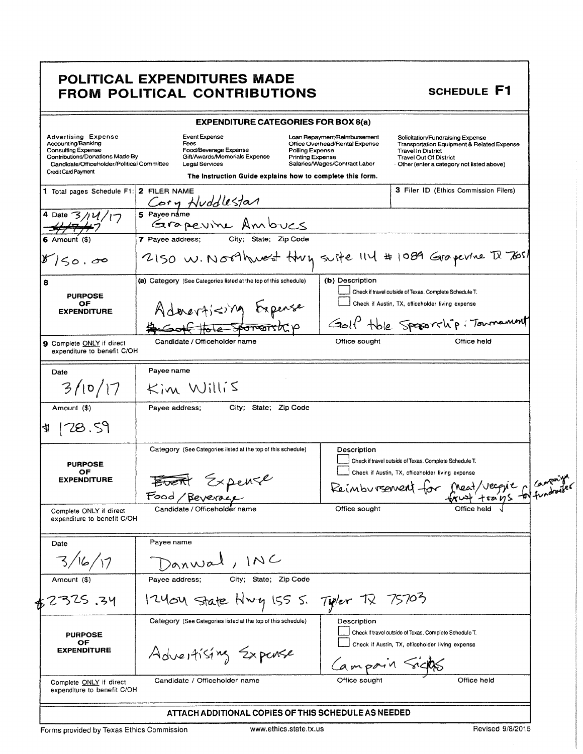# POLITICAL EXPENDITURES MADE FROM POLITICAL CONTRIBUTIONS

**SCHEDULE F1**

## EXPENDITURE CATEGORIES FOR BOX 8(a)

| | | | |
|---|---|---|---|
| Advertising Expense | Event Expense | Loan Repayment/Reimbursement | Solicitation/Fundraising Expense |
| Accounting/Banking | Fees | Office Overhead/Rental Expense | Transportation Equipment & Related Expense |
| Consulting Expense | Food/Beverage Expense | Polling Expense | Travel In District |
| Contributions/Donations Made By Candidate/Officeholder/Political Committee | Gift/Awards/Memorials Expense | Printing Expense | Travel Out Of District |
| Credit Card Payment | Legal Services | Salaries/Wages/Contract Labor | Other (enter a category not listed above) |

The Instruction Guide explains how to complete this form.

**1** Total pages Schedule F1:

**2** FILER NAME: Cory Huddleston

**3** Filer ID (Ethics Commission Filers):

---

**4** Date: 3/14/17 ~~4/7/17~~

**5** Payee name: Grapevine Ambucs

**6** Amount ($): $150.00

**7** Payee address; City; State; Zip Code: 2150 W. Northwest Hwy suite 114 #1089 Grapevine TX 7605[1]

**8 PURPOSE OF EXPENDITURE**

(a) Category (See Categories listed at the top of this schedule): Advertising Expense ~~Golf Hole Sponsorship~~

(b) Description: Golf hole Sponsorship: Tournament

- [ ] Check if travel outside of Texas. Complete Schedule T.
- [ ] Check if Austin, TX, officeholder living expense

**9** Complete ONLY if direct expenditure to benefit C/OH — Candidate / Officeholder name: | Office sought: | Office held:

---

Date: 3/10/17

Payee name: Kim Willis

Amount ($): $128.59

Payee address; City; State; Zip Code:

**PURPOSE OF EXPENDITURE**

Category (See Categories listed at the top of this schedule): ~~Event~~ Expense Food/Beverage

Description: Reimbursement for meat/veggie fruit trays for campaign fundraiser

- [ ] Check if travel outside of Texas. Complete Schedule T.
- [ ] Check if Austin, TX, officeholder living expense

Complete ONLY if direct expenditure to benefit C/OH — Candidate / Officeholder name: | Office sought: | Office held:

---

Date: 3/16/17

Payee name: Danwal, INC

Amount ($): $2325.34

Payee address; City; State; Zip Code: 12404 State Hwy 155 S. Tyler TX 75703

**PURPOSE OF EXPENDITURE**

Category (See Categories listed at the top of this schedule): Advertising Expense

Description: Campain Signs

- [ ] Check if travel outside of Texas. Complete Schedule T.
- [ ] Check if Austin, TX, officeholder living expense

Complete ONLY if direct expenditure to benefit C/OH — Candidate / Officeholder name: | Office sought: | Office held:

---

ATTACH ADDITIONAL COPIES OF THIS SCHEDULE AS NEEDED

Forms provided by Texas Ethics Commission — www.ethics.state.tx.us — Revised 9/8/2015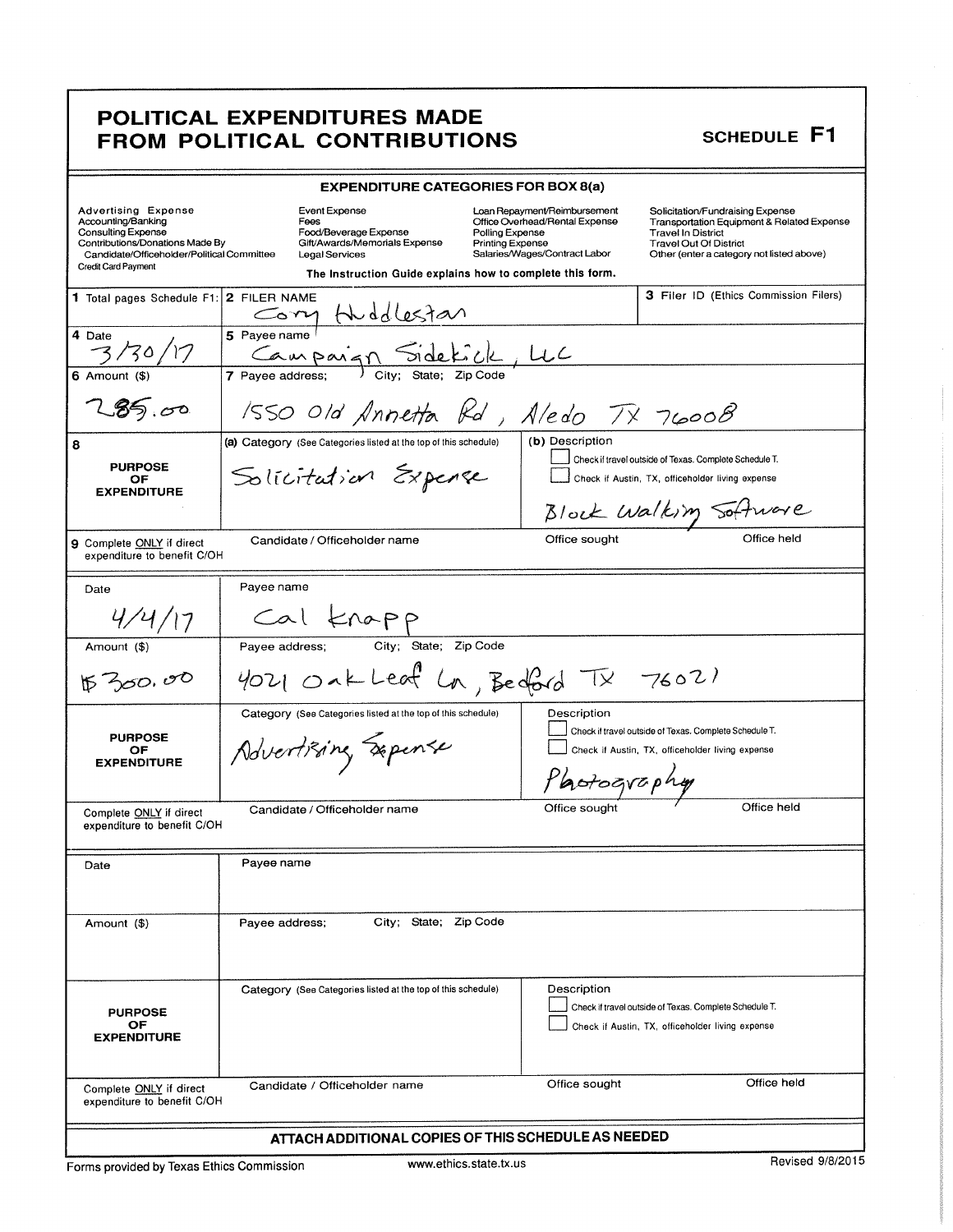# POLITICAL EXPENDITURES MADE FROM POLITICAL CONTRIBUTIONS

**SCHEDULE F1**

**EXPENDITURE CATEGORIES FOR BOX 8(a)**

| | | | |
|---|---|---|---|
| Advertising Expense | Event Expense | Loan Repayment/Reimbursement | Solicitation/Fundraising Expense |
| Accounting/Banking | Fees | Office Overhead/Rental Expense | Transportation Equipment & Related Expense |
| Consulting Expense | Food/Beverage Expense | Polling Expense | Travel In District |
| Contributions/Donations Made By Candidate/Officeholder/Political Committee | Gift/Awards/Memorials Expense | Printing Expense | Travel Out Of District |
| Credit Card Payment | Legal Services | Salaries/Wages/Contract Labor | Other (enter a category not listed above) |

The Instruction Guide explains how to complete this form.

| | | | |
|---|---|---|---|
| **1** Total pages Schedule F1: | **2** FILER NAME: Cory Huddleston | | **3** Filer ID (Ethics Commission Filers) |
| **4** Date: 3/30/17 | **5** Payee name: Campaign Sidekick, LLC | | |
| **6** Amount ($): 285.00 | **7** Payee address; City; State; Zip Code: 1550 Old Annetta Rd, Aledo TX 76008 | | |
| **8** PURPOSE OF EXPENDITURE | (a) Category (See Categories listed at the top of this schedule): Solicitation Expense | (b) Description: ☐ Check if travel outside of Texas. Complete Schedule T. ☐ Check if Austin, TX, officeholder living expense. Block Walking Software | |
| **9** Complete ONLY if direct expenditure to benefit C/OH | Candidate / Officeholder name | Office sought | Office held |

| | | | |
|---|---|---|---|
| Date: 4/4/17 | Payee name: Cal Knapp | | |
| Amount ($): $300.00 | Payee address; City; State; Zip Code: 4021 Oak Leaf Ln, Bedford TX 76021 | | |
| PURPOSE OF EXPENDITURE | Category (See Categories listed at the top of this schedule): Advertising Expense | Description: ☐ Check if travel outside of Texas. Complete Schedule T. ☐ Check if Austin, TX, officeholder living expense. Photography | |
| Complete ONLY if direct expenditure to benefit C/OH | Candidate / Officeholder name | Office sought | Office held |

| | | | |
|---|---|---|---|
| Date | Payee name | | |
| Amount ($) | Payee address; City; State; Zip Code | | |
| PURPOSE OF EXPENDITURE | Category (See Categories listed at the top of this schedule) | Description: ☐ Check if travel outside of Texas. Complete Schedule T. ☐ Check if Austin, TX, officeholder living expense. | |
| Complete ONLY if direct expenditure to benefit C/OH | Candidate / Officeholder name | Office sought | Office held |

**ATTACH ADDITIONAL COPIES OF THIS SCHEDULE AS NEEDED**

Forms provided by Texas Ethics Commission    www.ethics.state.tx.us    Revised 9/8/2015